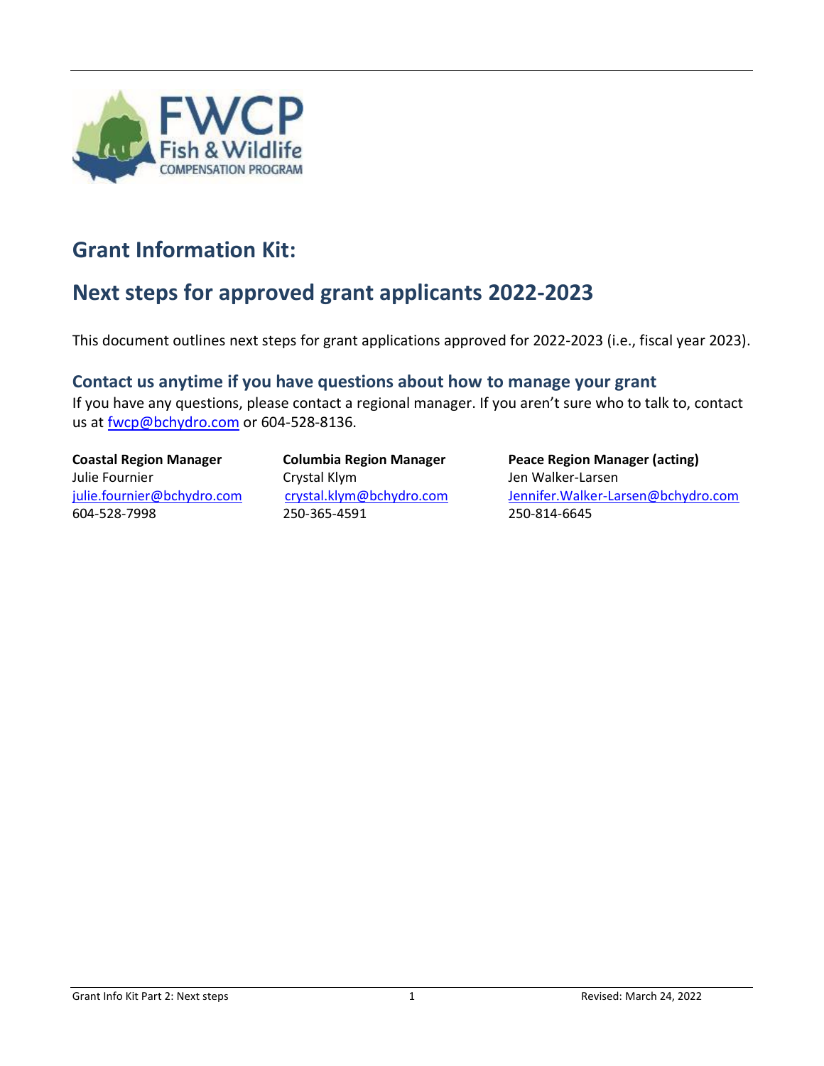# Grant Information Kit:

# Next steps for approved grant applicants 2022-2023

This document outlines next steps for grant applications approved for 2022-2023 (i.e., fiscal year 2023).

## Contact us anytime if you have questions about how to manage your grant

If you have any questions, please contact a regional manager. If you aren't sure who to talk to, contact us at fwcp@bchydro.com or 604-528-8136.

**Coastal Region Manager**
Julie Fournier
julie.fournier@bchydro.com
604-528-7998

**Columbia Region Manager**
Crystal Klym
crystal.klym@bchydro.com
250-365-4591

**Peace Region Manager (acting)**
Jen Walker-Larsen
Jennifer.Walker-Larsen@bchydro.com
250-814-6645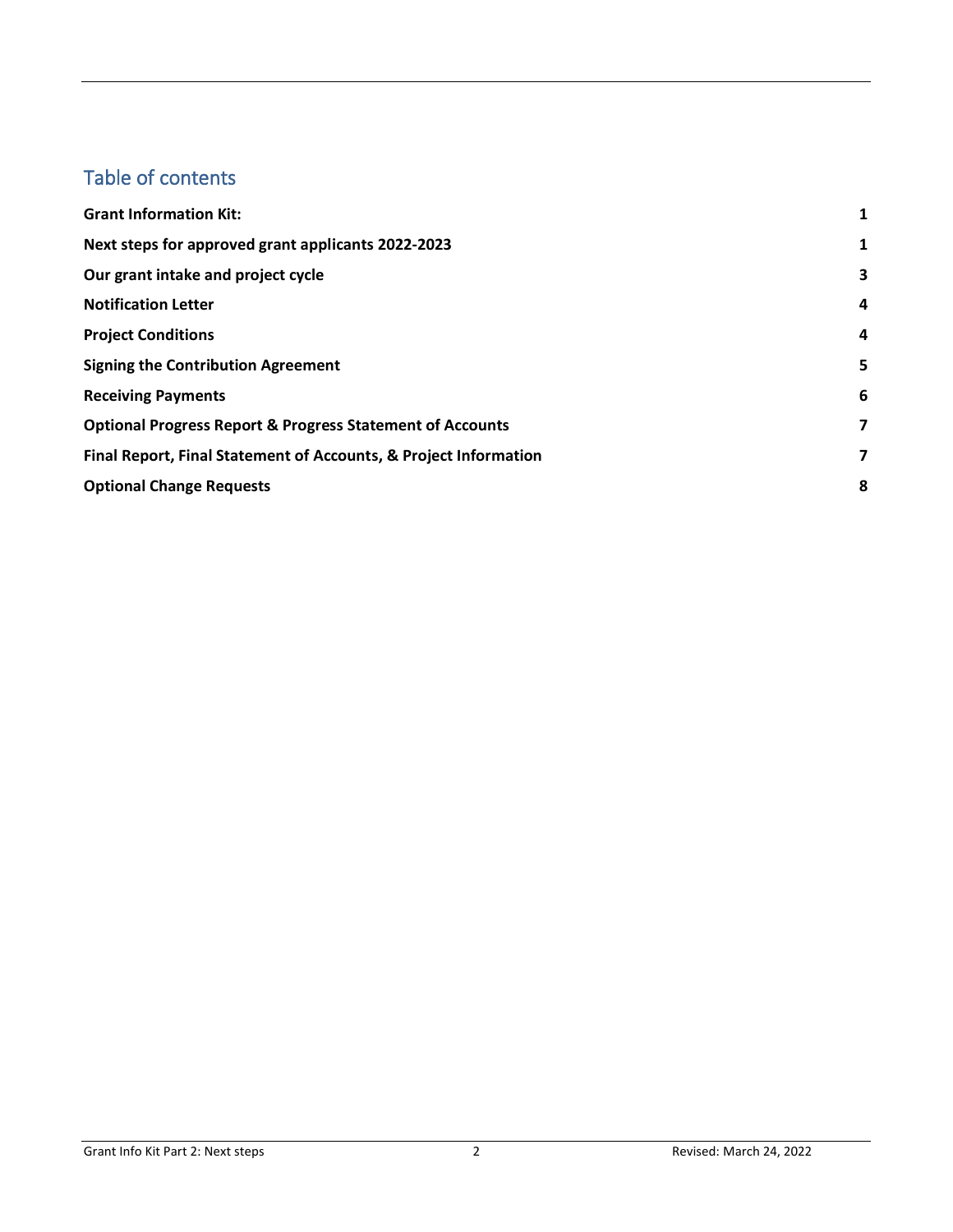## Table of contents

| | |
|---|---|
| **Grant Information Kit:** | **1** |
| **Next steps for approved grant applicants 2022-2023** | **1** |
| **Our grant intake and project cycle** | **3** |
| **Notification Letter** | **4** |
| **Project Conditions** | **4** |
| **Signing the Contribution Agreement** | **5** |
| **Receiving Payments** | **6** |
| **Optional Progress Report & Progress Statement of Accounts** | **7** |
| **Final Report, Final Statement of Accounts, & Project Information** | **7** |
| **Optional Change Requests** | **8** |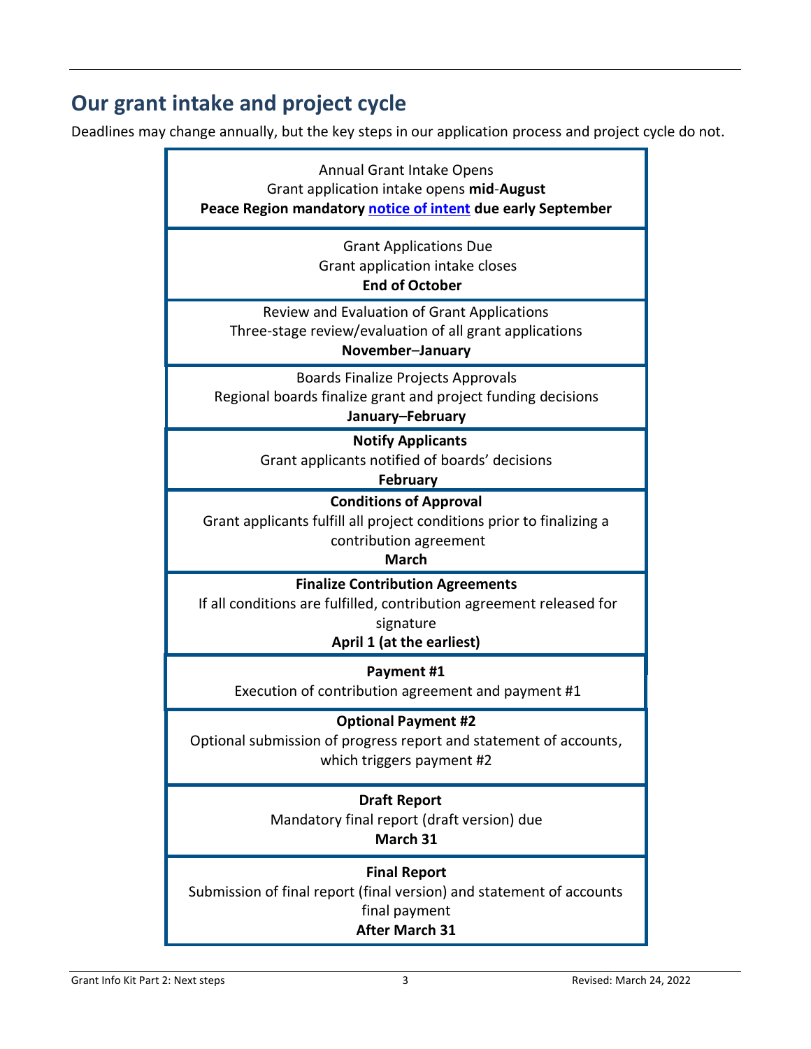## Our grant intake and project cycle

Deadlines may change annually, but the key steps in our application process and project cycle do not.

Annual Grant Intake Opens
Grant application intake opens **mid-August**
**Peace Region mandatory notice of intent due early September**

Grant Applications Due
Grant application intake closes
**End of October**

Review and Evaluation of Grant Applications
Three-stage review/evaluation of all grant applications
**November–January**

Boards Finalize Projects Approvals
Regional boards finalize grant and project funding decisions
**January–February**

**Notify Applicants**
Grant applicants notified of boards' decisions
**February**

**Conditions of Approval**
Grant applicants fulfill all project conditions prior to finalizing a contribution agreement
**March**

**Finalize Contribution Agreements**
If all conditions are fulfilled, contribution agreement released for signature
**April 1 (at the earliest)**

**Payment #1**
Execution of contribution agreement and payment #1

**Optional Payment #2**
Optional submission of progress report and statement of accounts, which triggers payment #2

**Draft Report**
Mandatory final report (draft version) due
**March 31**

**Final Report**
Submission of final report (final version) and statement of accounts final payment
**After March 31**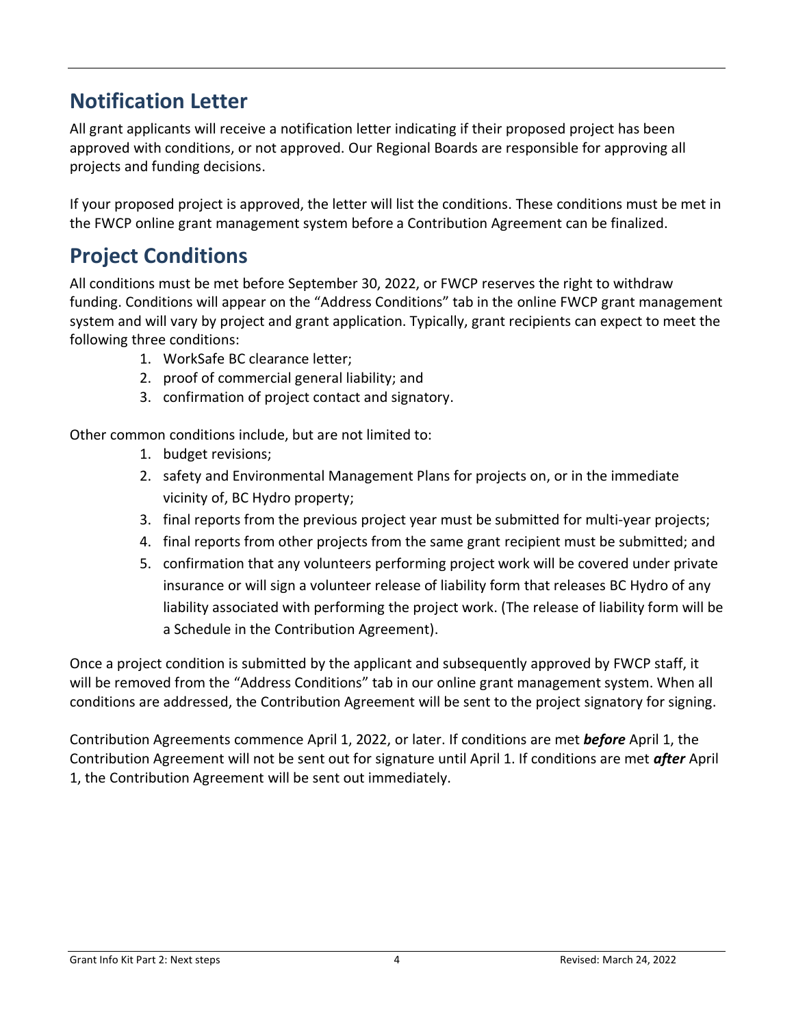## Notification Letter

All grant applicants will receive a notification letter indicating if their proposed project has been approved with conditions, or not approved. Our Regional Boards are responsible for approving all projects and funding decisions.

If your proposed project is approved, the letter will list the conditions. These conditions must be met in the FWCP online grant management system before a Contribution Agreement can be finalized.

## Project Conditions

All conditions must be met before September 30, 2022, or FWCP reserves the right to withdraw funding. Conditions will appear on the "Address Conditions" tab in the online FWCP grant management system and will vary by project and grant application. Typically, grant recipients can expect to meet the following three conditions:

1. WorkSafe BC clearance letter;
2. proof of commercial general liability; and
3. confirmation of project contact and signatory.

Other common conditions include, but are not limited to:

1. budget revisions;
2. safety and Environmental Management Plans for projects on, or in the immediate vicinity of, BC Hydro property;
3. final reports from the previous project year must be submitted for multi-year projects;
4. final reports from other projects from the same grant recipient must be submitted; and
5. confirmation that any volunteers performing project work will be covered under private insurance or will sign a volunteer release of liability form that releases BC Hydro of any liability associated with performing the project work. (The release of liability form will be a Schedule in the Contribution Agreement).

Once a project condition is submitted by the applicant and subsequently approved by FWCP staff, it will be removed from the "Address Conditions" tab in our online grant management system. When all conditions are addressed, the Contribution Agreement will be sent to the project signatory for signing.

Contribution Agreements commence April 1, 2022, or later. If conditions are met ***before*** April 1, the Contribution Agreement will not be sent out for signature until April 1. If conditions are met ***after*** April 1, the Contribution Agreement will be sent out immediately.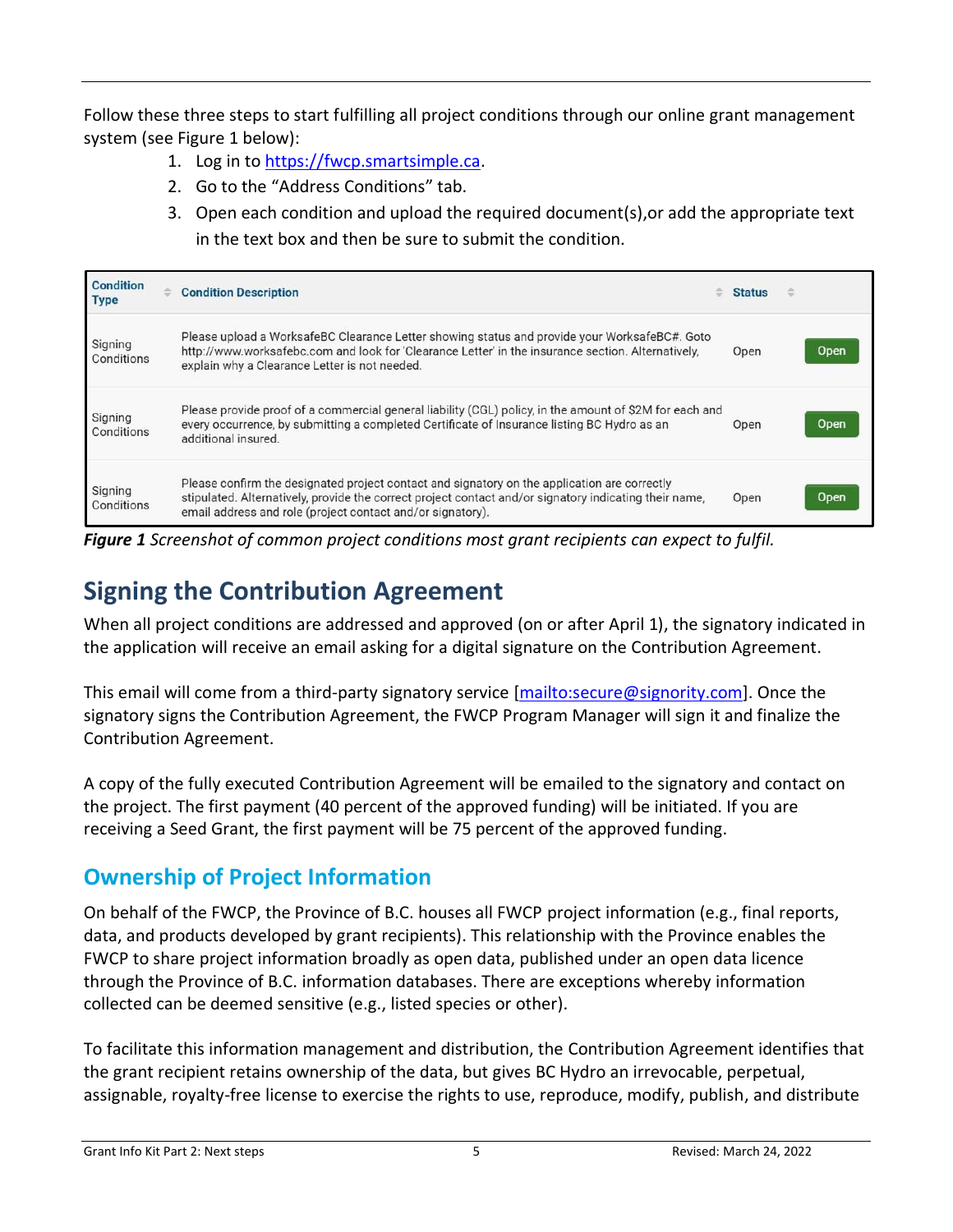Follow these three steps to start fulfilling all project conditions through our online grant management system (see Figure 1 below):

1. Log in to https://fwcp.smartsimple.ca.
2. Go to the “Address Conditions” tab.
3. Open each condition and upload the required document(s),or add the appropriate text in the text box and then be sure to submit the condition.

| Condition Type | Condition Description | Status | |
|---|---|---|---|
| Signing Conditions | Please upload a WorksafeBC Clearance Letter showing status and provide your WorksafeBC#. Goto http://www.worksafebc.com and look for 'Clearance Letter' in the insurance section. Alternatively, explain why a Clearance Letter is not needed. | Open | Open |
| Signing Conditions | Please provide proof of a commercial general liability (CGL) policy, in the amount of $2M for each and every occurrence, by submitting a completed Certificate of Insurance listing BC Hydro as an additional insured. | Open | Open |
| Signing Conditions | Please confirm the designated project contact and signatory on the application are correctly stipulated. Alternatively, provide the correct project contact and/or signatory indicating their name, email address and role (project contact and/or signatory). | Open | Open |

***Figure 1*** *Screenshot of common project conditions most grant recipients can expect to fulfil.*

# Signing the Contribution Agreement

When all project conditions are addressed and approved (on or after April 1), the signatory indicated in the application will receive an email asking for a digital signature on the Contribution Agreement.

This email will come from a third-party signatory service [mailto:secure@signority.com]. Once the signatory signs the Contribution Agreement, the FWCP Program Manager will sign it and finalize the Contribution Agreement.

A copy of the fully executed Contribution Agreement will be emailed to the signatory and contact on the project. The first payment (40 percent of the approved funding) will be initiated. If you are receiving a Seed Grant, the first payment will be 75 percent of the approved funding.

## Ownership of Project Information

On behalf of the FWCP, the Province of B.C. houses all FWCP project information (e.g., final reports, data, and products developed by grant recipients). This relationship with the Province enables the FWCP to share project information broadly as open data, published under an open data licence through the Province of B.C. information databases. There are exceptions whereby information collected can be deemed sensitive (e.g., listed species or other).

To facilitate this information management and distribution, the Contribution Agreement identifies that the grant recipient retains ownership of the data, but gives BC Hydro an irrevocable, perpetual, assignable, royalty-free license to exercise the rights to use, reproduce, modify, publish, and distribute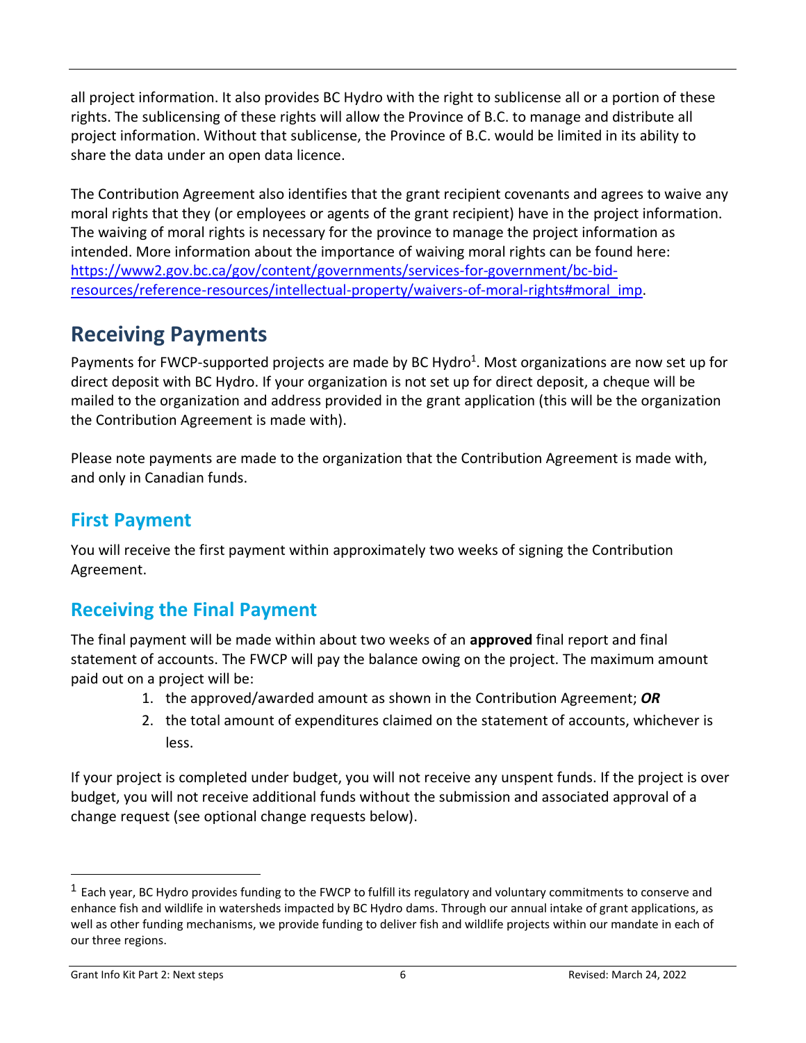all project information. It also provides BC Hydro with the right to sublicense all or a portion of these rights. The sublicensing of these rights will allow the Province of B.C. to manage and distribute all project information. Without that sublicense, the Province of B.C. would be limited in its ability to share the data under an open data licence.

The Contribution Agreement also identifies that the grant recipient covenants and agrees to waive any moral rights that they (or employees or agents of the grant recipient) have in the project information. The waiving of moral rights is necessary for the province to manage the project information as intended. More information about the importance of waiving moral rights can be found here: [https://www2.gov.bc.ca/gov/content/governments/services-for-government/bc-bid-resources/reference-resources/intellectual-property/waivers-of-moral-rights#moral_imp](https://www2.gov.bc.ca/gov/content/governments/services-for-government/bc-bid-resources/reference-resources/intellectual-property/waivers-of-moral-rights#moral_imp).

# Receiving Payments

Payments for FWCP-supported projects are made by BC Hydro[1]. Most organizations are now set up for direct deposit with BC Hydro. If your organization is not set up for direct deposit, a cheque will be mailed to the organization and address provided in the grant application (this will be the organization the Contribution Agreement is made with).

Please note payments are made to the organization that the Contribution Agreement is made with, and only in Canadian funds.

## First Payment

You will receive the first payment within approximately two weeks of signing the Contribution Agreement.

## Receiving the Final Payment

The final payment will be made within about two weeks of an **approved** final report and final statement of accounts. The FWCP will pay the balance owing on the project. The maximum amount paid out on a project will be:

1. the approved/awarded amount as shown in the Contribution Agreement; ***OR***
2. the total amount of expenditures claimed on the statement of accounts, whichever is less.

If your project is completed under budget, you will not receive any unspent funds. If the project is over budget, you will not receive additional funds without the submission and associated approval of a change request (see optional change requests below).

[1] Each year, BC Hydro provides funding to the FWCP to fulfill its regulatory and voluntary commitments to conserve and enhance fish and wildlife in watersheds impacted by BC Hydro dams. Through our annual intake of grant applications, as well as other funding mechanisms, we provide funding to deliver fish and wildlife projects within our mandate in each of our three regions.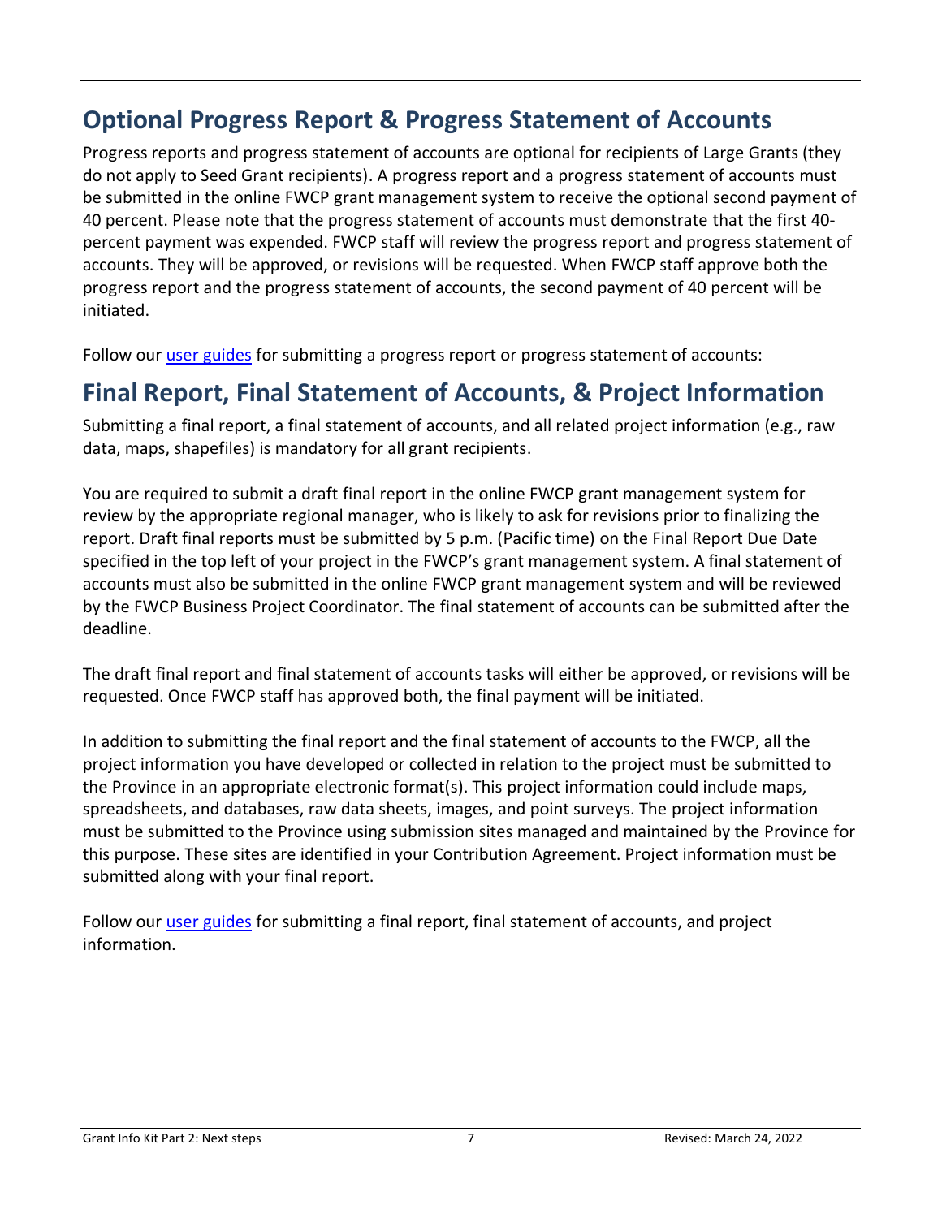## Optional Progress Report & Progress Statement of Accounts

Progress reports and progress statement of accounts are optional for recipients of Large Grants (they do not apply to Seed Grant recipients). A progress report and a progress statement of accounts must be submitted in the online FWCP grant management system to receive the optional second payment of 40 percent. Please note that the progress statement of accounts must demonstrate that the first 40-percent payment was expended. FWCP staff will review the progress report and progress statement of accounts. They will be approved, or revisions will be requested. When FWCP staff approve both the progress report and the progress statement of accounts, the second payment of 40 percent will be initiated.

Follow our user guides for submitting a progress report or progress statement of accounts:

## Final Report, Final Statement of Accounts, & Project Information

Submitting a final report, a final statement of accounts, and all related project information (e.g., raw data, maps, shapefiles) is mandatory for all grant recipients.

You are required to submit a draft final report in the online FWCP grant management system for review by the appropriate regional manager, who is likely to ask for revisions prior to finalizing the report. Draft final reports must be submitted by 5 p.m. (Pacific time) on the Final Report Due Date specified in the top left of your project in the FWCP's grant management system. A final statement of accounts must also be submitted in the online FWCP grant management system and will be reviewed by the FWCP Business Project Coordinator. The final statement of accounts can be submitted after the deadline.

The draft final report and final statement of accounts tasks will either be approved, or revisions will be requested. Once FWCP staff has approved both, the final payment will be initiated.

In addition to submitting the final report and the final statement of accounts to the FWCP, all the project information you have developed or collected in relation to the project must be submitted to the Province in an appropriate electronic format(s). This project information could include maps, spreadsheets, and databases, raw data sheets, images, and point surveys. The project information must be submitted to the Province using submission sites managed and maintained by the Province for this purpose. These sites are identified in your Contribution Agreement. Project information must be submitted along with your final report.

Follow our user guides for submitting a final report, final statement of accounts, and project information.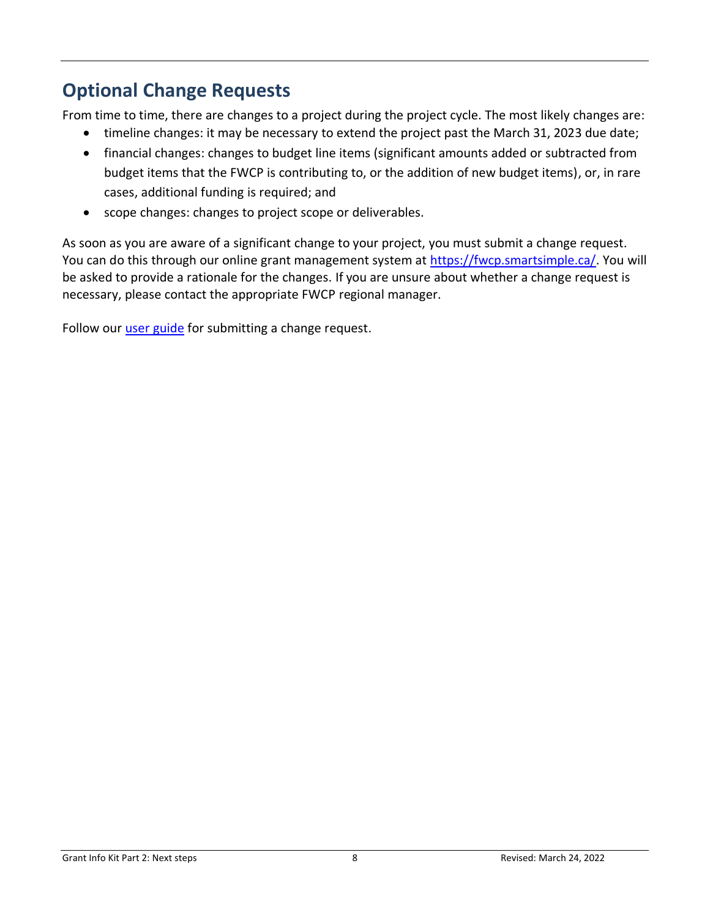## Optional Change Requests

From time to time, there are changes to a project during the project cycle. The most likely changes are:

- timeline changes: it may be necessary to extend the project past the March 31, 2023 due date;
- financial changes: changes to budget line items (significant amounts added or subtracted from budget items that the FWCP is contributing to, or the addition of new budget items), or, in rare cases, additional funding is required; and
- scope changes: changes to project scope or deliverables.

As soon as you are aware of a significant change to your project, you must submit a change request. You can do this through our online grant management system at https://fwcp.smartsimple.ca/. You will be asked to provide a rationale for the changes. If you are unsure about whether a change request is necessary, please contact the appropriate FWCP regional manager.

Follow our user guide for submitting a change request.